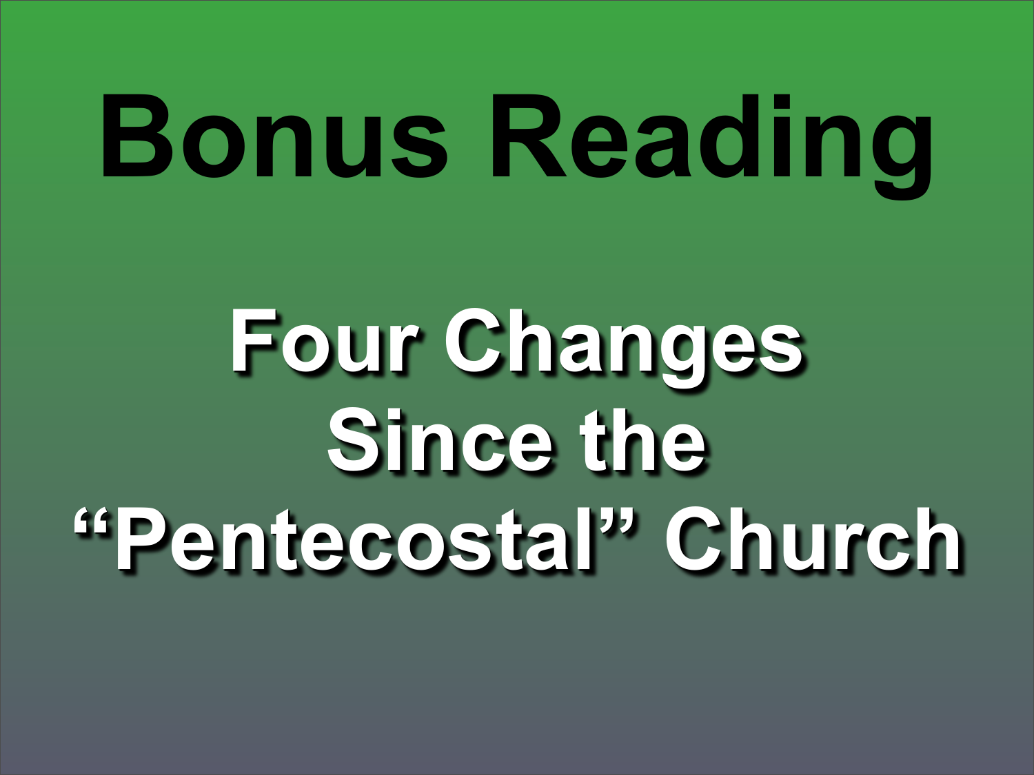# Bonus Reading

## Four Changes Since the "Pentecostal" Church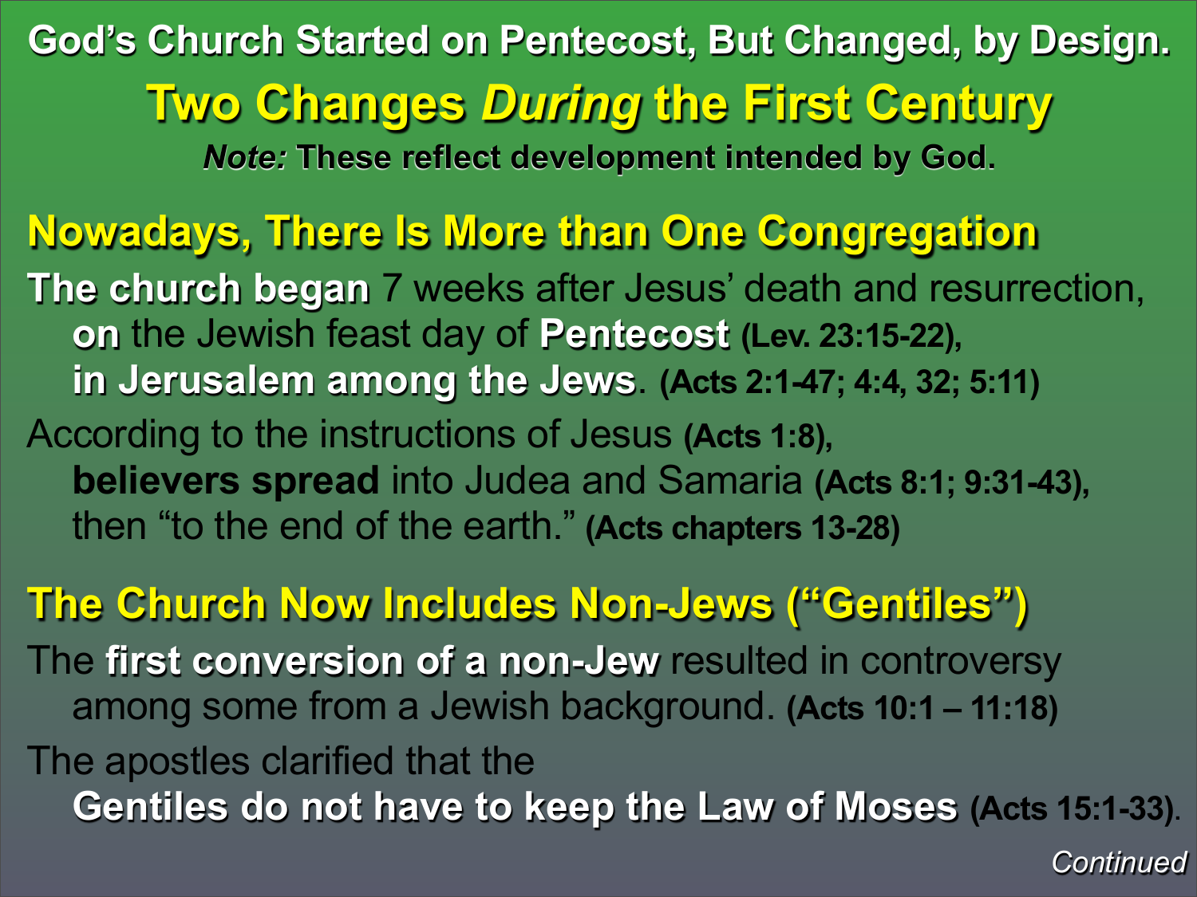# God's Church Started on Pentecost, But Changed, by Design.

## Two Changes *During* the First Century

***Note:*** **These reflect development intended by God.**

### Nowadays, There Is More than One Congregation

**The church began** 7 weeks after Jesus' death and resurrection, **on** the Jewish feast day of **Pentecost** **(Lev. 23:15-22)**, **in Jerusalem among the Jews**. **(Acts 2:1-47; 4:4, 32; 5:11)**

According to the instructions of Jesus **(Acts 1:8)**, **believers spread** into Judea and Samaria **(Acts 8:1; 9:31-43)**, then "to the end of the earth." **(Acts chapters 13-28)**

### The Church Now Includes Non-Jews ("Gentiles")

The **first conversion of a non-Jew** resulted in controversy among some from a Jewish background. **(Acts 10:1 – 11:18)**

The apostles clarified that the **Gentiles do not have to keep the Law of Moses** **(Acts 15:1-33)**.

*Continued*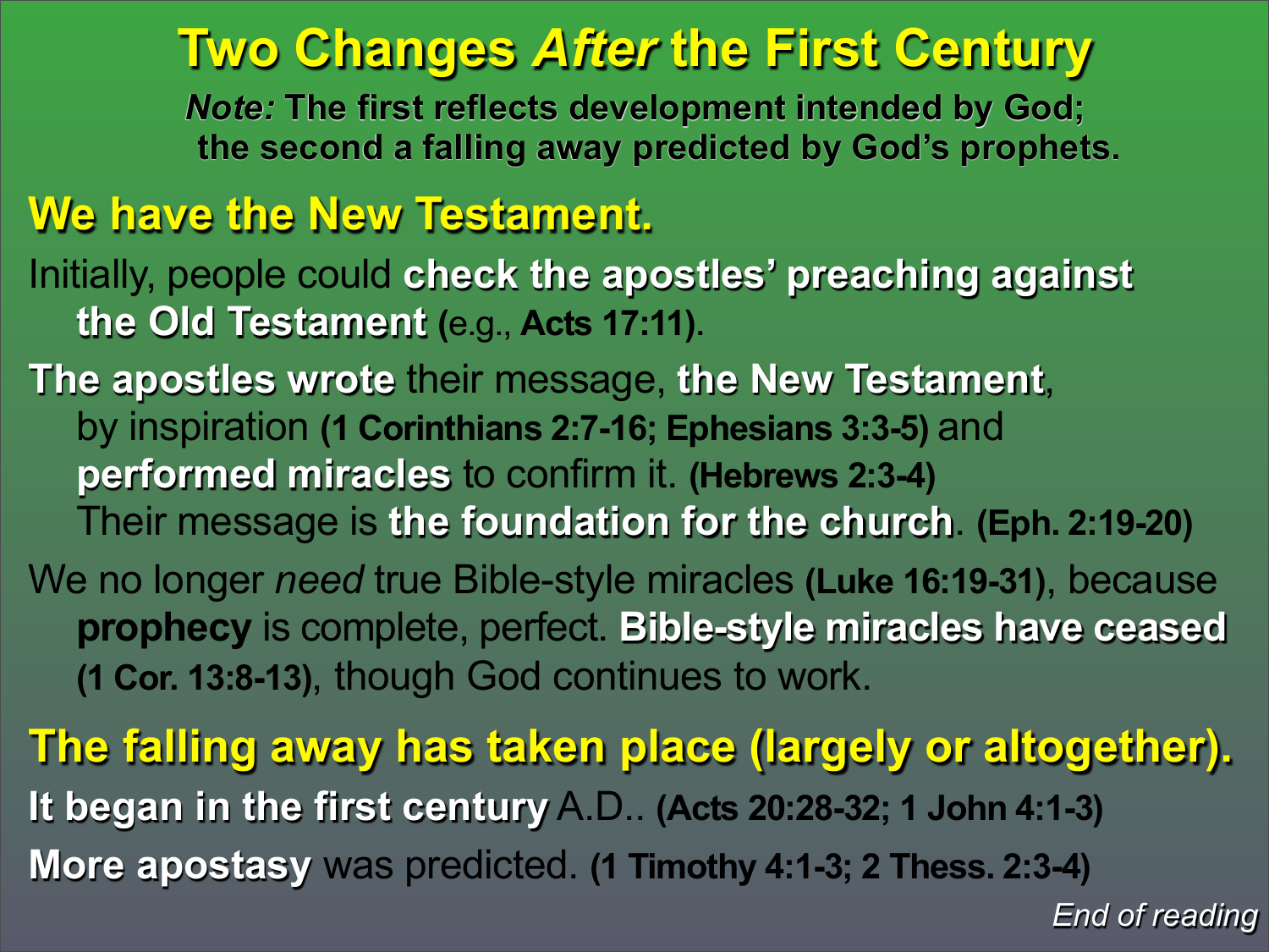# Two Changes *After* the First Century

***Note:*** **The first reflects development intended by God; the second a falling away predicted by God's prophets.**

## We have the New Testament.

Initially, people could **check the apostles' preaching against the Old Testament** (e.g., **Acts 17:11**).

**The apostles wrote** their message, **the New Testament**, by inspiration **(1 Corinthians 2:7-16; Ephesians 3:3-5)** and **performed miracles** to confirm it. **(Hebrews 2:3-4)** Their message is **the foundation for the church**. **(Eph. 2:19-20)**

We no longer *need* true Bible-style miracles **(Luke 16:19-31)**, because **prophecy** is complete, perfect. **Bible-style miracles have ceased (1 Cor. 13:8-13)**, though God continues to work.

## The falling away has taken place (largely or altogether).

**It began in the first century** A.D.. **(Acts 20:28-32; 1 John 4:1-3)**

**More apostasy** was predicted. **(1 Timothy 4:1-3; 2 Thess. 2:3-4)**

*End of reading*